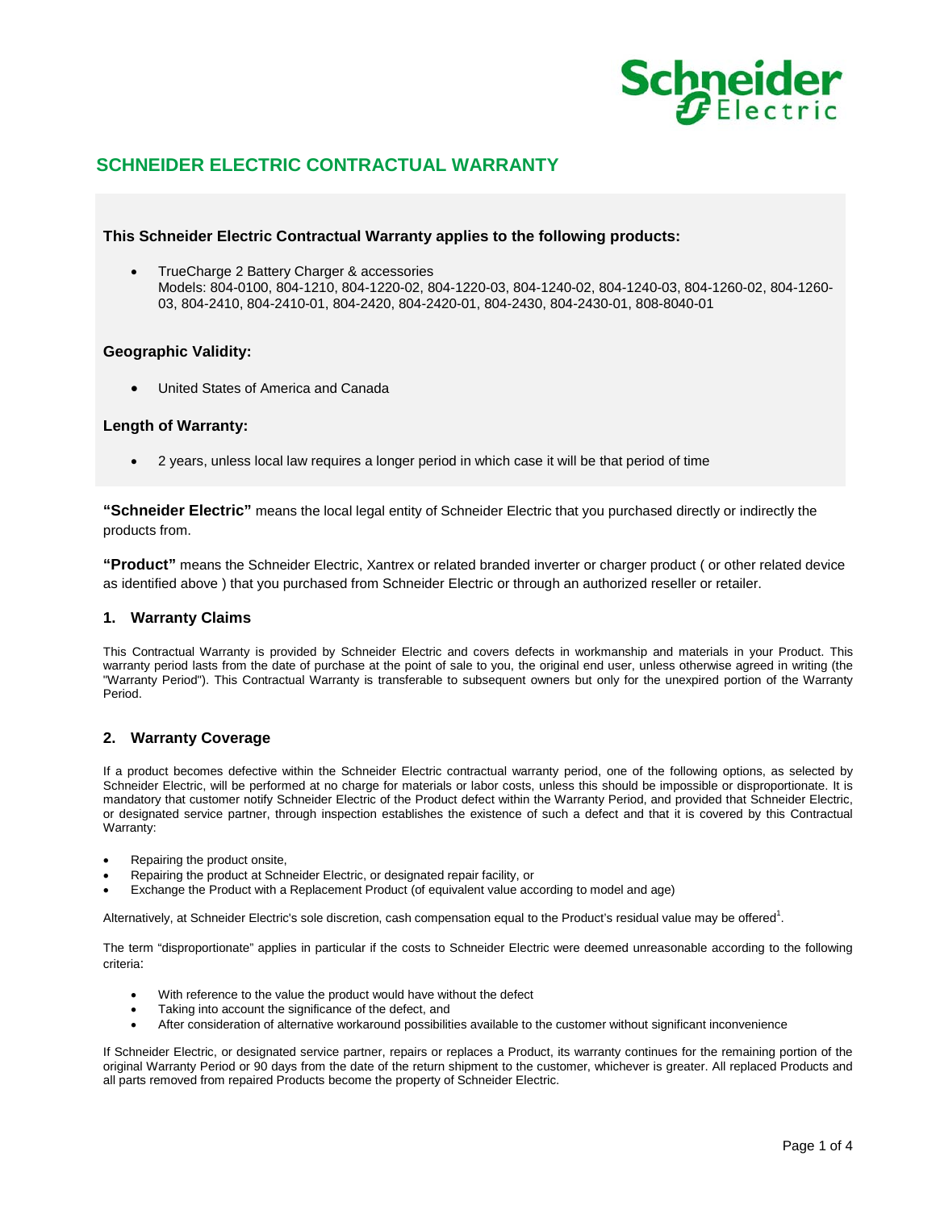# SCHNEIDER ELECTRIC CONTRACTUAL WARRANTY

### This Schneider Electric Contractual Warranty applies to the following products:

- TrueCharge 2 Battery Charger & accessories
  Models: 804-0100, 804-1210, 804-1220-02, 804-1220-03, 804-1240-02, 804-1240-03, 804-1260-02, 804-1260-03, 804-2410, 804-2410-01, 804-2420, 804-2420-01, 804-2430, 804-2430-01, 808-8040-01

### Geographic Validity:

- United States of America and Canada

### Length of Warranty:

- 2 years, unless local law requires a longer period in which case it will be that period of time

**"Schneider Electric"** means the local legal entity of Schneider Electric that you purchased directly or indirectly the products from.

**"Product"** means the Schneider Electric, Xantrex or related branded inverter or charger product ( or other related device as identified above ) that you purchased from Schneider Electric or through an authorized reseller or retailer.

## 1. Warranty Claims

This Contractual Warranty is provided by Schneider Electric and covers defects in workmanship and materials in your Product. This warranty period lasts from the date of purchase at the point of sale to you, the original end user, unless otherwise agreed in writing (the "Warranty Period"). This Contractual Warranty is transferable to subsequent owners but only for the unexpired portion of the Warranty Period.

## 2. Warranty Coverage

If a product becomes defective within the Schneider Electric contractual warranty period, one of the following options, as selected by Schneider Electric, will be performed at no charge for materials or labor costs, unless this should be impossible or disproportionate. It is mandatory that customer notify Schneider Electric of the Product defect within the Warranty Period, and provided that Schneider Electric, or designated service partner, through inspection establishes the existence of such a defect and that it is covered by this Contractual Warranty:

- Repairing the product onsite,
- Repairing the product at Schneider Electric, or designated repair facility, or
- Exchange the Product with a Replacement Product (of equivalent value according to model and age)

Alternatively, at Schneider Electric's sole discretion, cash compensation equal to the Product's residual value may be offered[1].

The term "disproportionate" applies in particular if the costs to Schneider Electric were deemed unreasonable according to the following criteria:

- With reference to the value the product would have without the defect
- Taking into account the significance of the defect, and
- After consideration of alternative workaround possibilities available to the customer without significant inconvenience

If Schneider Electric, or designated service partner, repairs or replaces a Product, its warranty continues for the remaining portion of the original Warranty Period or 90 days from the date of the return shipment to the customer, whichever is greater. All replaced Products and all parts removed from repaired Products become the property of Schneider Electric.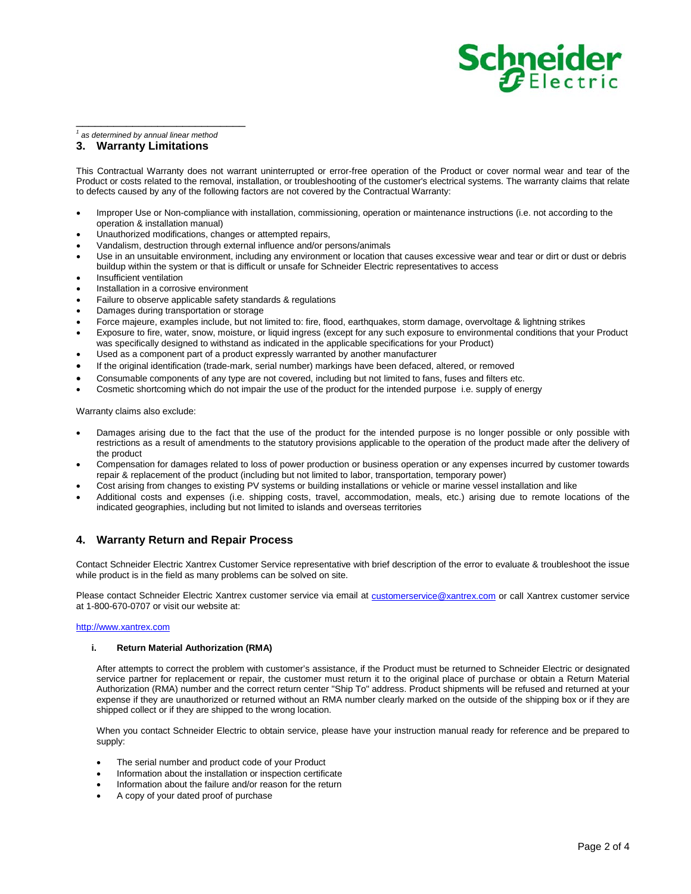[1] as determined by annual linear method

## 3. Warranty Limitations

This Contractual Warranty does not warrant uninterrupted or error-free operation of the Product or cover normal wear and tear of the Product or costs related to the removal, installation, or troubleshooting of the customer's electrical systems. The warranty claims that relate to defects caused by any of the following factors are not covered by the Contractual Warranty:

- Improper Use or Non-compliance with installation, commissioning, operation or maintenance instructions (i.e. not according to the operation & installation manual)
- Unauthorized modifications, changes or attempted repairs,
- Vandalism, destruction through external influence and/or persons/animals
- Use in an unsuitable environment, including any environment or location that causes excessive wear and tear or dirt or dust or debris buildup within the system or that is difficult or unsafe for Schneider Electric representatives to access
- Insufficient ventilation
- Installation in a corrosive environment
- Failure to observe applicable safety standards & regulations
- Damages during transportation or storage
- Force majeure, examples include, but not limited to: fire, flood, earthquakes, storm damage, overvoltage & lightning strikes
- Exposure to fire, water, snow, moisture, or liquid ingress (except for any such exposure to environmental conditions that your Product was specifically designed to withstand as indicated in the applicable specifications for your Product)
- Used as a component part of a product expressly warranted by another manufacturer
- If the original identification (trade-mark, serial number) markings have been defaced, altered, or removed
- Consumable components of any type are not covered, including but not limited to fans, fuses and filters etc.
- Cosmetic shortcoming which do not impair the use of the product for the intended purpose i.e. supply of energy

Warranty claims also exclude:

- Damages arising due to the fact that the use of the product for the intended purpose is no longer possible or only possible with restrictions as a result of amendments to the statutory provisions applicable to the operation of the product made after the delivery of the product
- Compensation for damages related to loss of power production or business operation or any expenses incurred by customer towards repair & replacement of the product (including but not limited to labor, transportation, temporary power)
- Cost arising from changes to existing PV systems or building installations or vehicle or marine vessel installation and like
- Additional costs and expenses (i.e. shipping costs, travel, accommodation, meals, etc.) arising due to remote locations of the indicated geographies, including but not limited to islands and overseas territories

## 4. Warranty Return and Repair Process

Contact Schneider Electric Xantrex Customer Service representative with brief description of the error to evaluate & troubleshoot the issue while product is in the field as many problems can be solved on site.

Please contact Schneider Electric Xantrex customer service via email at customerservice@xantrex.com or call Xantrex customer service at 1-800-670-0707 or visit our website at:

http://www.xantrex.com

### i. Return Material Authorization (RMA)

After attempts to correct the problem with customer's assistance, if the Product must be returned to Schneider Electric or designated service partner for replacement or repair, the customer must return it to the original place of purchase or obtain a Return Material Authorization (RMA) number and the correct return center "Ship To" address. Product shipments will be refused and returned at your expense if they are unauthorized or returned without an RMA number clearly marked on the outside of the shipping box or if they are shipped collect or if they are shipped to the wrong location.

When you contact Schneider Electric to obtain service, please have your instruction manual ready for reference and be prepared to supply:

- The serial number and product code of your Product
- Information about the installation or inspection certificate
- Information about the failure and/or reason for the return
- A copy of your dated proof of purchase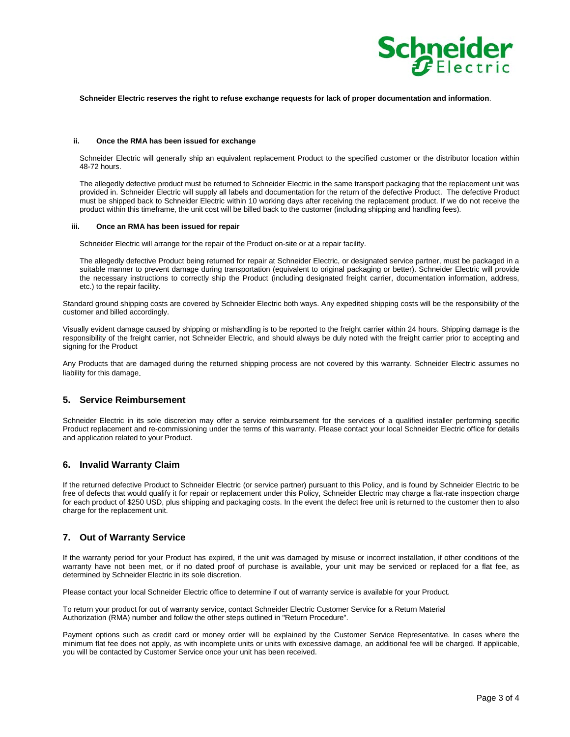**Schneider Electric reserves the right to refuse exchange requests for lack of proper documentation and information**.

#### ii. Once the RMA has been issued for exchange

Schneider Electric will generally ship an equivalent replacement Product to the specified customer or the distributor location within 48-72 hours.

The allegedly defective product must be returned to Schneider Electric in the same transport packaging that the replacement unit was provided in. Schneider Electric will supply all labels and documentation for the return of the defective Product. The defective Product must be shipped back to Schneider Electric within 10 working days after receiving the replacement product. If we do not receive the product within this timeframe, the unit cost will be billed back to the customer (including shipping and handling fees).

#### iii. Once an RMA has been issued for repair

Schneider Electric will arrange for the repair of the Product on-site or at a repair facility.

The allegedly defective Product being returned for repair at Schneider Electric, or designated service partner, must be packaged in a suitable manner to prevent damage during transportation (equivalent to original packaging or better). Schneider Electric will provide the necessary instructions to correctly ship the Product (including designated freight carrier, documentation information, address, etc.) to the repair facility.

Standard ground shipping costs are covered by Schneider Electric both ways. Any expedited shipping costs will be the responsibility of the customer and billed accordingly.

Visually evident damage caused by shipping or mishandling is to be reported to the freight carrier within 24 hours. Shipping damage is the responsibility of the freight carrier, not Schneider Electric, and should always be duly noted with the freight carrier prior to accepting and signing for the Product

Any Products that are damaged during the returned shipping process are not covered by this warranty. Schneider Electric assumes no liability for this damage.

## 5. Service Reimbursement

Schneider Electric in its sole discretion may offer a service reimbursement for the services of a qualified installer performing specific Product replacement and re-commissioning under the terms of this warranty. Please contact your local Schneider Electric office for details and application related to your Product.

## 6. Invalid Warranty Claim

If the returned defective Product to Schneider Electric (or service partner) pursuant to this Policy, and is found by Schneider Electric to be free of defects that would qualify it for repair or replacement under this Policy, Schneider Electric may charge a flat-rate inspection charge for each product of $250 USD, plus shipping and packaging costs. In the event the defect free unit is returned to the customer then to also charge for the replacement unit.

## 7. Out of Warranty Service

If the warranty period for your Product has expired, if the unit was damaged by misuse or incorrect installation, if other conditions of the warranty have not been met, or if no dated proof of purchase is available, your unit may be serviced or replaced for a flat fee, as determined by Schneider Electric in its sole discretion.

Please contact your local Schneider Electric office to determine if out of warranty service is available for your Product.

To return your product for out of warranty service, contact Schneider Electric Customer Service for a Return Material Authorization (RMA) number and follow the other steps outlined in "Return Procedure".

Payment options such as credit card or money order will be explained by the Customer Service Representative. In cases where the minimum flat fee does not apply, as with incomplete units or units with excessive damage, an additional fee will be charged. If applicable, you will be contacted by Customer Service once your unit has been received.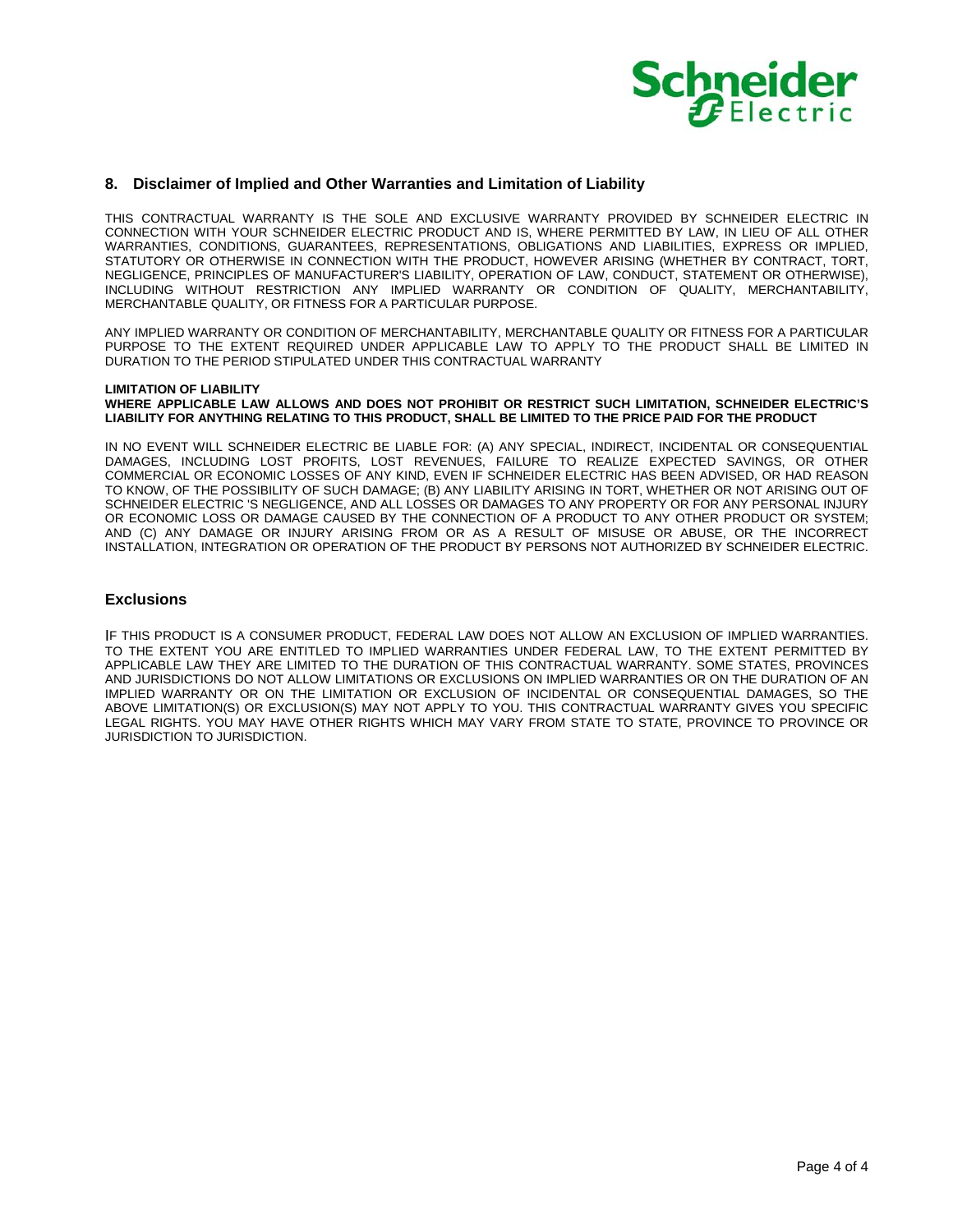## 8. Disclaimer of Implied and Other Warranties and Limitation of Liability

THIS CONTRACTUAL WARRANTY IS THE SOLE AND EXCLUSIVE WARRANTY PROVIDED BY SCHNEIDER ELECTRIC IN CONNECTION WITH YOUR SCHNEIDER ELECTRIC PRODUCT AND IS, WHERE PERMITTED BY LAW, IN LIEU OF ALL OTHER WARRANTIES, CONDITIONS, GUARANTEES, REPRESENTATIONS, OBLIGATIONS AND LIABILITIES, EXPRESS OR IMPLIED, STATUTORY OR OTHERWISE IN CONNECTION WITH THE PRODUCT, HOWEVER ARISING (WHETHER BY CONTRACT, TORT, NEGLIGENCE, PRINCIPLES OF MANUFACTURER'S LIABILITY, OPERATION OF LAW, CONDUCT, STATEMENT OR OTHERWISE), INCLUDING WITHOUT RESTRICTION ANY IMPLIED WARRANTY OR CONDITION OF QUALITY, MERCHANTABILITY, MERCHANTABLE QUALITY, OR FITNESS FOR A PARTICULAR PURPOSE.

ANY IMPLIED WARRANTY OR CONDITION OF MERCHANTABILITY, MERCHANTABLE QUALITY OR FITNESS FOR A PARTICULAR PURPOSE TO THE EXTENT REQUIRED UNDER APPLICABLE LAW TO APPLY TO THE PRODUCT SHALL BE LIMITED IN DURATION TO THE PERIOD STIPULATED UNDER THIS CONTRACTUAL WARRANTY

**LIMITATION OF LIABILITY**
**WHERE APPLICABLE LAW ALLOWS AND DOES NOT PROHIBIT OR RESTRICT SUCH LIMITATION, SCHNEIDER ELECTRIC'S LIABILITY FOR ANYTHING RELATING TO THIS PRODUCT, SHALL BE LIMITED TO THE PRICE PAID FOR THE PRODUCT**

IN NO EVENT WILL SCHNEIDER ELECTRIC BE LIABLE FOR: (A) ANY SPECIAL, INDIRECT, INCIDENTAL OR CONSEQUENTIAL DAMAGES, INCLUDING LOST PROFITS, LOST REVENUES, FAILURE TO REALIZE EXPECTED SAVINGS, OR OTHER COMMERCIAL OR ECONOMIC LOSSES OF ANY KIND, EVEN IF SCHNEIDER ELECTRIC HAS BEEN ADVISED, OR HAD REASON TO KNOW, OF THE POSSIBILITY OF SUCH DAMAGE; (B) ANY LIABILITY ARISING IN TORT, WHETHER OR NOT ARISING OUT OF SCHNEIDER ELECTRIC 'S NEGLIGENCE, AND ALL LOSSES OR DAMAGES TO ANY PROPERTY OR FOR ANY PERSONAL INJURY OR ECONOMIC LOSS OR DAMAGE CAUSED BY THE CONNECTION OF A PRODUCT TO ANY OTHER PRODUCT OR SYSTEM; AND (C) ANY DAMAGE OR INJURY ARISING FROM OR AS A RESULT OF MISUSE OR ABUSE, OR THE INCORRECT INSTALLATION, INTEGRATION OR OPERATION OF THE PRODUCT BY PERSONS NOT AUTHORIZED BY SCHNEIDER ELECTRIC.

## Exclusions

IF THIS PRODUCT IS A CONSUMER PRODUCT, FEDERAL LAW DOES NOT ALLOW AN EXCLUSION OF IMPLIED WARRANTIES. TO THE EXTENT YOU ARE ENTITLED TO IMPLIED WARRANTIES UNDER FEDERAL LAW, TO THE EXTENT PERMITTED BY APPLICABLE LAW THEY ARE LIMITED TO THE DURATION OF THIS CONTRACTUAL WARRANTY. SOME STATES, PROVINCES AND JURISDICTIONS DO NOT ALLOW LIMITATIONS OR EXCLUSIONS ON IMPLIED WARRANTIES OR ON THE DURATION OF AN IMPLIED WARRANTY OR ON THE LIMITATION OR EXCLUSION OF INCIDENTAL OR CONSEQUENTIAL DAMAGES, SO THE ABOVE LIMITATION(S) OR EXCLUSION(S) MAY NOT APPLY TO YOU. THIS CONTRACTUAL WARRANTY GIVES YOU SPECIFIC LEGAL RIGHTS. YOU MAY HAVE OTHER RIGHTS WHICH MAY VARY FROM STATE TO STATE, PROVINCE TO PROVINCE OR JURISDICTION TO JURISDICTION.